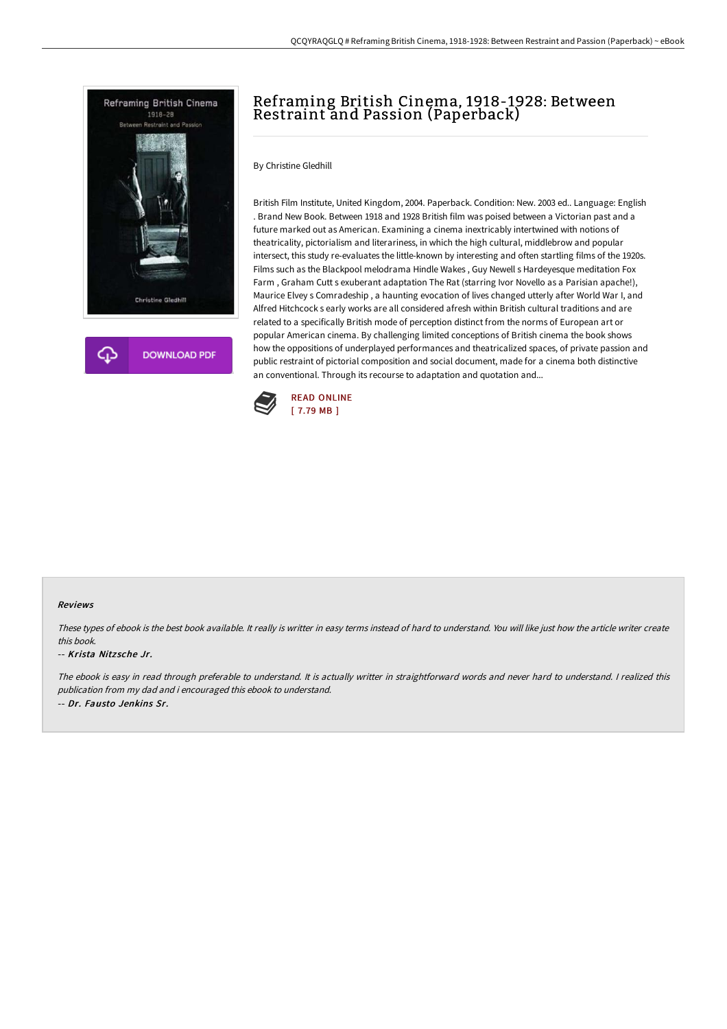# Reframing British Cinema, 1918-1928: Between Restraint and Passion (Paperback)

By Christine Gledhill

British Film Institute, United Kingdom, 2004. Paperback. Condition: New. 2003 ed.. Language: English . Brand New Book. Between 1918 and 1928 British film was poised between a Victorian past and a future marked out as American. Examining a cinema inextricably intertwined with notions of theatricality, pictorialism and literariness, in which the high cultural, middlebrow and popular intersect, this study re-evaluates the little-known by interesting and often startling films of the 1920s. Films such as the Blackpool melodrama Hindle Wakes , Guy Newell s Hardeyesque meditation Fox Farm , Graham Cutt s exuberant adaptation The Rat (starring Ivor Novello as a Parisian apache!), Maurice Elvey s Comradeship , a haunting evocation of lives changed utterly after World War I, and Alfred Hitchcock s early works are all considered afresh within British cultural traditions and are related to a specifically British mode of perception distinct from the norms of European art or popular American cinema. By challenging limited conceptions of British cinema the book shows how the oppositions of underplayed performances and theatricalized spaces, of private passion and public restraint of pictorial composition and social document, made for a cinema both distinctive an conventional. Through its recourse to adaptation and quotation and...

READ ONLINE
[ 7.79 MB ]

DOWNLOAD PDF

#### Reviews

*These types of ebook is the best book available. It really is writter in easy terms instead of hard to understand. You will like just how the article writer create this book.*

*-- Krista Nitzsche Jr.*

*The ebook is easy in read through preferable to understand. It is actually writter in straightforward words and never hard to understand. I realized this publication from my dad and i encouraged this ebook to understand.*

*-- Dr. Fausto Jenkins Sr.*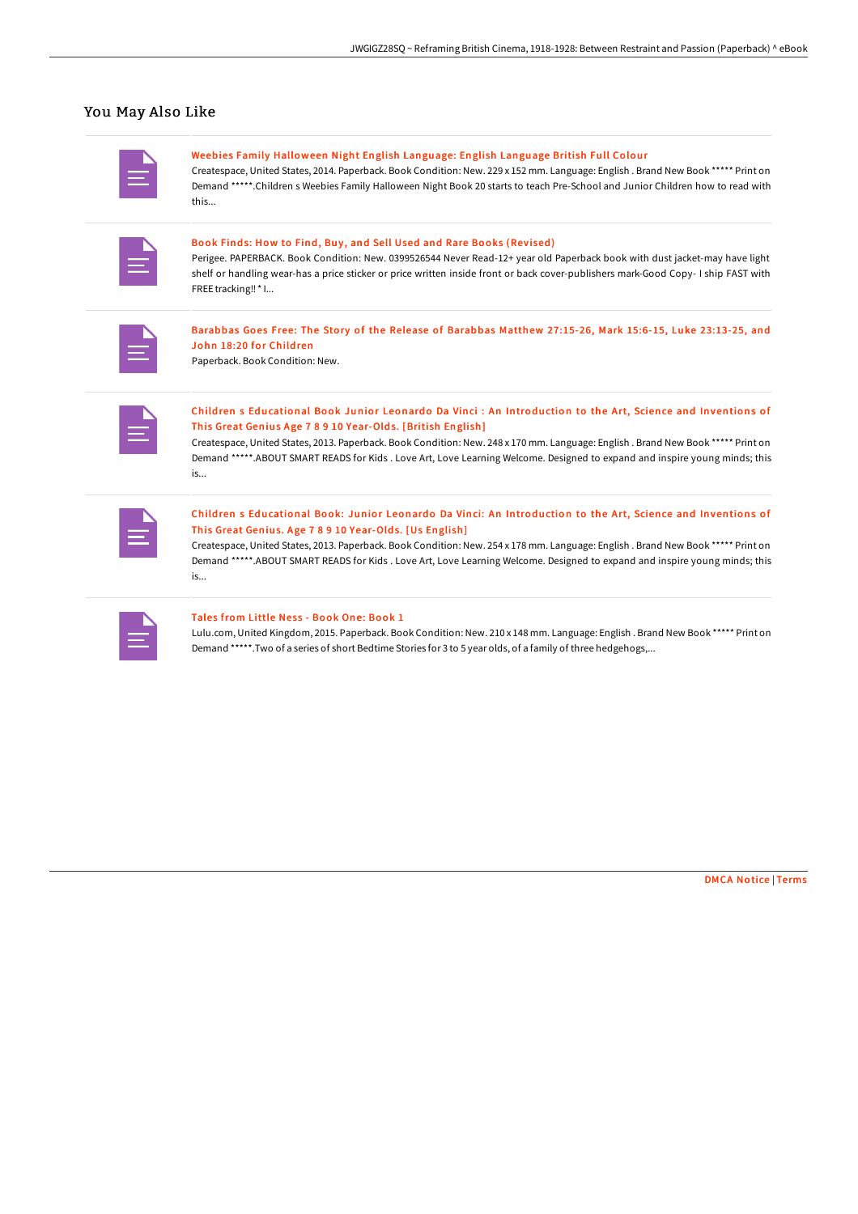## You May Also Like

**Weebies Family Halloween Night English Language: English Language British Full Colour**

Createspace, United States, 2014. Paperback. Book Condition: New. 229 x 152 mm. Language: English . Brand New Book ***** Print on Demand *****.Children s Weebies Family Halloween Night Book 20 starts to teach Pre-School and Junior Children how to read with this...

**Book Finds: How to Find, Buy, and Sell Used and Rare Books (Revised)**

Perigee. PAPERBACK. Book Condition: New. 0399526544 Never Read-12+ year old Paperback book with dust jacket-may have light shelf or handling wear-has a price sticker or price written inside front or back cover-publishers mark-Good Copy- I ship FAST with FREE tracking!! * I...

**Barabbas Goes Free: The Story of the Release of Barabbas Matthew 27:15-26, Mark 15:6-15, Luke 23:13-25, and John 18:20 for Children**

Paperback. Book Condition: New.

**Children s Educational Book Junior Leonardo Da Vinci : An Introduction to the Art, Science and Inventions of This Great Genius Age 7 8 9 10 Year-Olds. [British English]**

Createspace, United States, 2013. Paperback. Book Condition: New. 248 x 170 mm. Language: English . Brand New Book ***** Print on Demand *****.ABOUT SMART READS for Kids . Love Art, Love Learning Welcome. Designed to expand and inspire young minds; this is...

**Children s Educational Book: Junior Leonardo Da Vinci: An Introduction to the Art, Science and Inventions of This Great Genius. Age 7 8 9 10 Year-Olds. [Us English]**

Createspace, United States, 2013. Paperback. Book Condition: New. 254 x 178 mm. Language: English . Brand New Book ***** Print on Demand *****.ABOUT SMART READS for Kids . Love Art, Love Learning Welcome. Designed to expand and inspire young minds; this is...

**Tales from Little Ness - Book One: Book 1**

Lulu.com, United Kingdom, 2015. Paperback. Book Condition: New. 210 x 148 mm. Language: English . Brand New Book ***** Print on Demand *****.Two of a series of short Bedtime Stories for 3 to 5 year olds, of a family of three hedgehogs,...